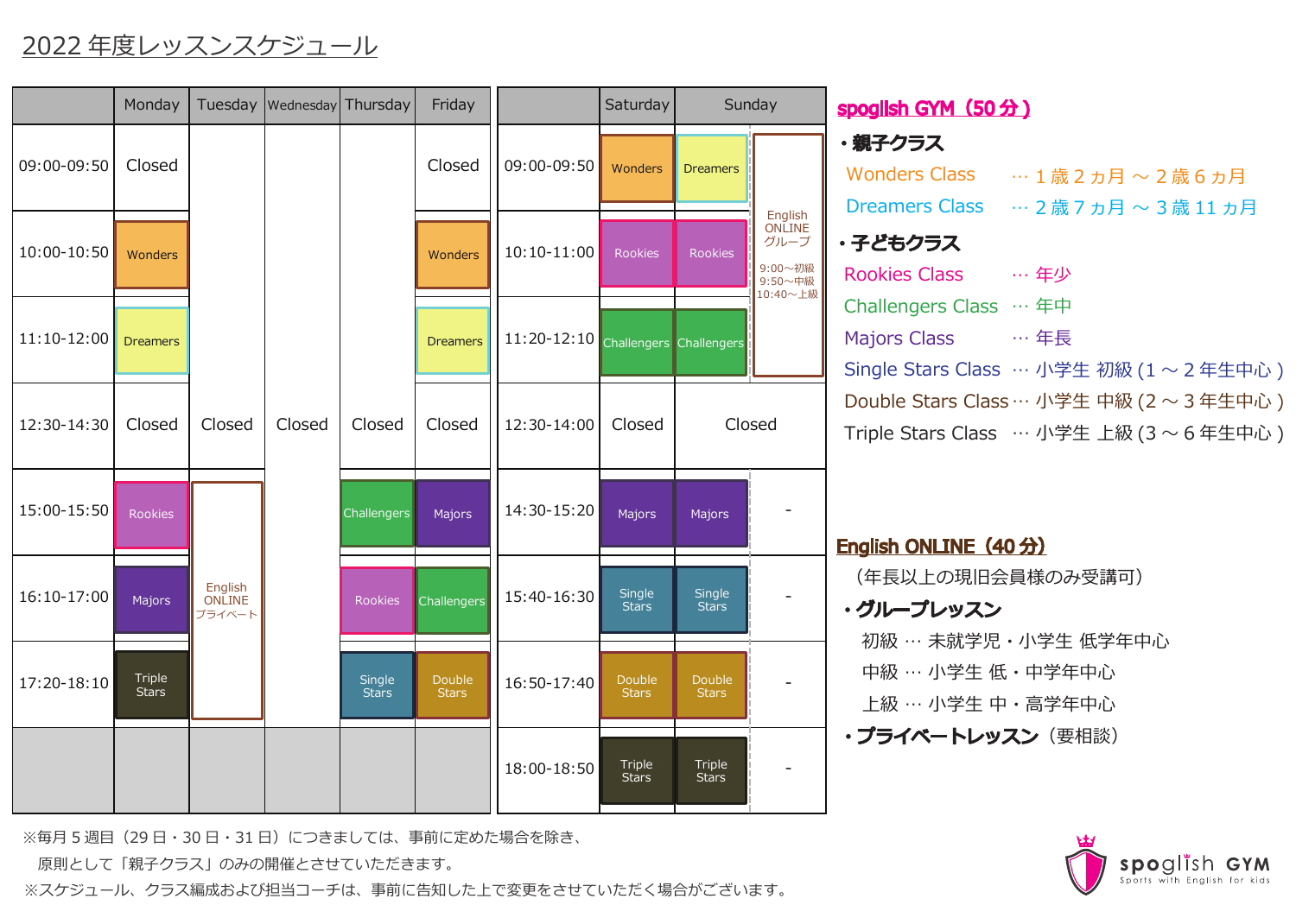# 2022 年度レッスンスケジュール

| | Monday | Tuesday | Wednesday | Thursday | Friday |
|---|---|---|---|---|---|
| 09:00-09:50 | Closed | | | | Closed |
| 10:00-10:50 | Wonders | | | | Wonders |
| 11:10-12:00 | Dreamers | | | | Dreamers |
| 12:30-14:30 | Closed | Closed | Closed | Closed | Closed |
| 15:00-15:50 | Rookies | English ONLINE プライベート | | Challengers | Majors |
| 16:10-17:00 | Majors | English ONLINE プライベート | | Rookies | Challengers |
| 17:20-18:10 | Triple Stars | English ONLINE プライベート | | Single Stars | Double Stars |

| | Saturday | Sunday | |
|---|---|---|---|
| 09:00-09:50 | Wonders | Dreamers | English ONLINE グループ 9:00～初級 9:50～中級 10:40～上級 |
| 10:10-11:00 | Rookies | Rookies | English ONLINE グループ |
| 11:20-12:10 | Challengers | Challengers | English ONLINE グループ |
| 12:30-14:00 | Closed | Closed | |
| 14:30-15:20 | Majors | Majors | - |
| 15:40-16:30 | Single Stars | Single Stars | - |
| 16:50-17:40 | Double Stars | Double Stars | - |
| 18:00-18:50 | Triple Stars | Triple Stars | - |

## spoglish GYM（50 分）

**・親子クラス**

- Wonders Class … 1 歳 2 カ月 ～ 2 歳 6 カ月
- Dreamers Class … 2 歳 7 カ月 ～ 3 歳 11 カ月

**・子どもクラス**

- Rookies Class … 年少
- Challengers Class … 年中
- Majors Class … 年長
- Single Stars Class … 小学生 初級 (1 ～ 2 年生中心 )
- Double Stars Class … 小学生 中級 (2 ～ 3 年生中心 )
- Triple Stars Class … 小学生 上級 (3 ～ 6 年生中心 )

## English ONLINE（40 分）

（年長以上の現旧会員様のみ受講可）

**・グループレッスン**

- 初級 … 未就学児・小学生 低学年中心
- 中級 … 小学生 低・中学年中心
- 上級 … 小学生 中・高学年中心

**・プライベートレッスン**（要相談）

※毎月 5 週目（29 日・30 日・31 日）につきましては、事前に定めた場合を除き、
原則として「親子クラス」のみの開催とさせていただきます。
※スケジュール、クラス編成および担当コーチは、事前に告知した上で変更をさせていただく場合がございます。

spoglish GYM
Sports with English for kids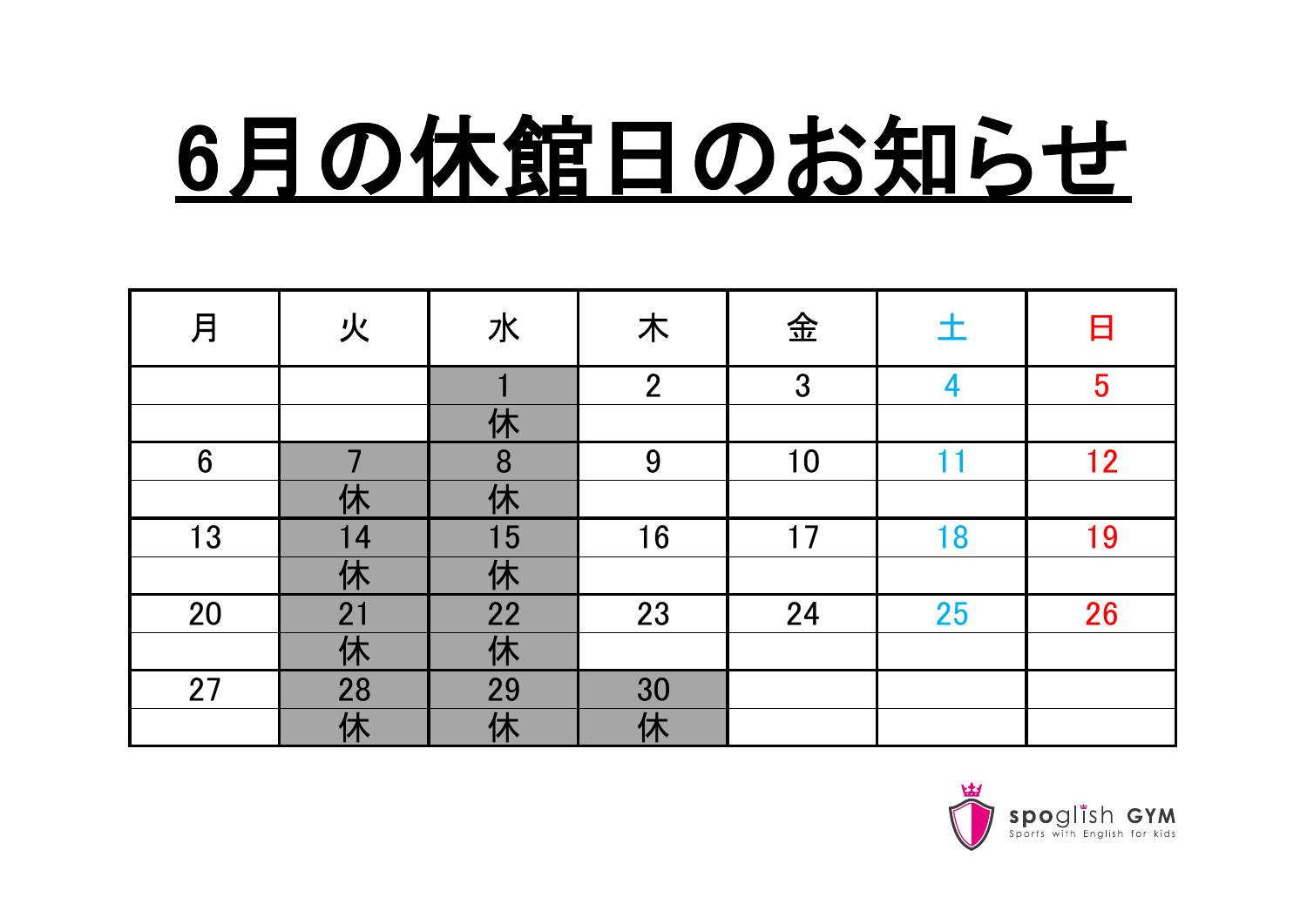# 6月の休館日のお知らせ

| 月 | 火 | 水 | 木 | 金 | 土 | 日 |
|---|---|---|---|---|---|---|
| | | 1 | 2 | 3 | 4 | 5 |
| | | 休 | | | | |
| 6 | 7 | 8 | 9 | 10 | 11 | 12 |
| | 休 | 休 | | | | |
| 13 | 14 | 15 | 16 | 17 | 18 | 19 |
| | 休 | 休 | | | | |
| 20 | 21 | 22 | 23 | 24 | 25 | 26 |
| | 休 | 休 | | | | |
| 27 | 28 | 29 | 30 | | | |
| | 休 | 休 | 休 | | | |

spoglish GYM
Sports with English for kids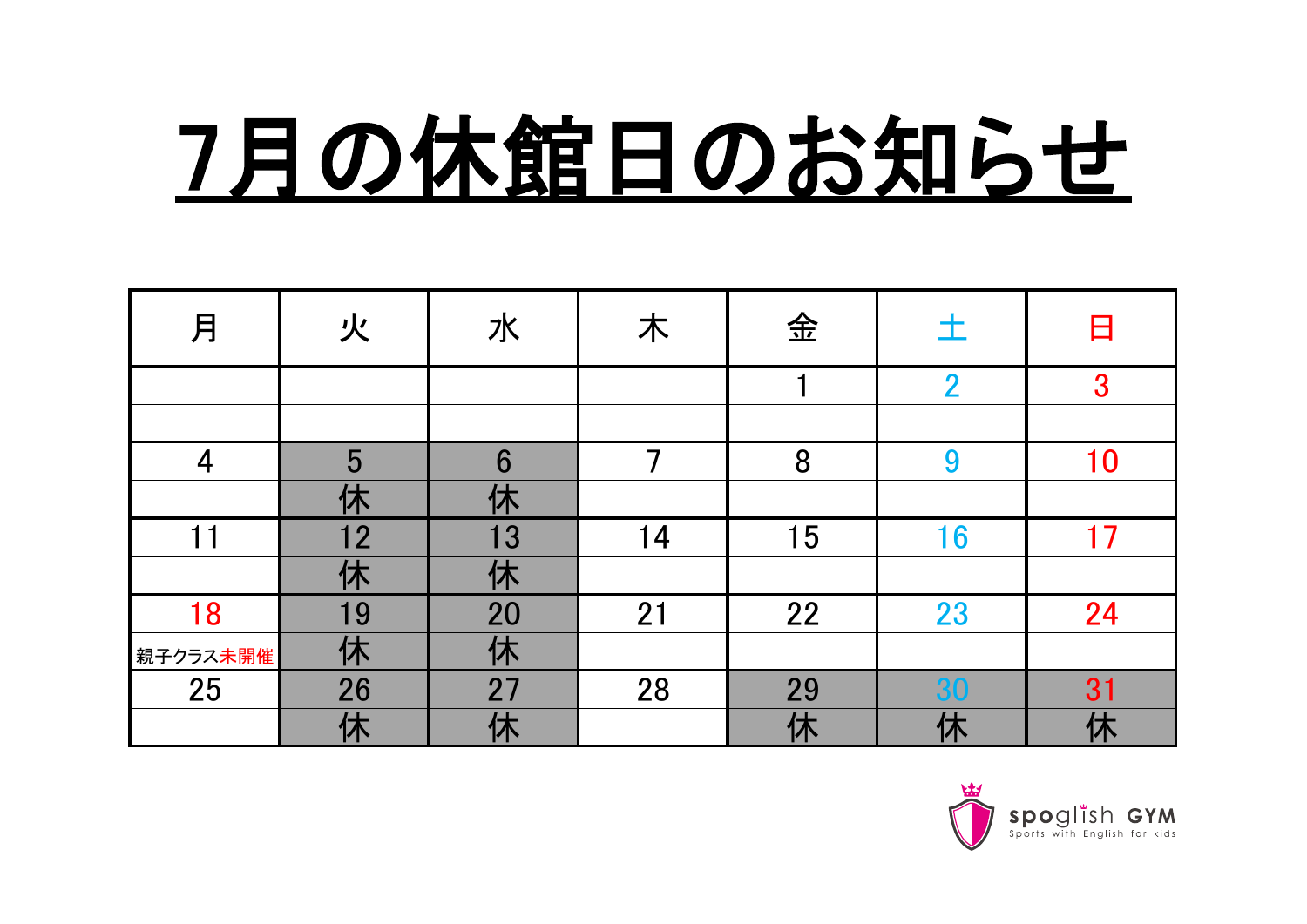# 7月の休館日のお知らせ

| 月 | 火 | 水 | 木 | 金 | 土 | 日 |
|---|---|---|---|---|---|---|
| | | | | 1 | 2 | 3 |
| 4 | 5<br>休 | 6<br>休 | 7 | 8 | 9 | 10 |
| 11 | 12<br>休 | 13<br>休 | 14 | 15 | 16 | 17 |
| 18<br>親子クラス未開催 | 19<br>休 | 20<br>休 | 21 | 22 | 23 | 24 |
| 25 | 26<br>休 | 27<br>休 | 28 | 29<br>休 | 30<br>休 | 31<br>休 |

spoglish GYM
Sports with English for kids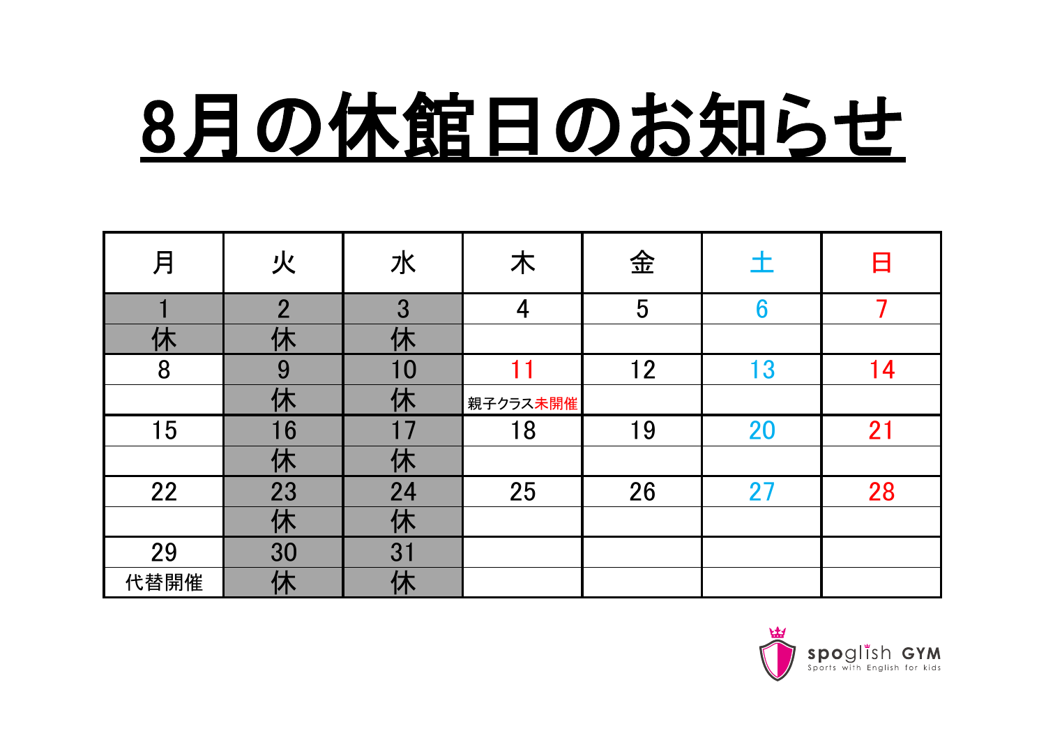# 8月の休館日のお知らせ

| 月 | 火 | 水 | 木 | 金 | 土 | 日 |
|---|---|---|---|---|---|---|
| 1 | 2 | 3 | 4 | 5 | 6 | 7 |
| 休 | 休 | 休 | | | | |
| 8 | 9 | 10 | 11 | 12 | 13 | 14 |
| | 休 | 休 | 親子クラス未開催 | | | |
| 15 | 16 | 17 | 18 | 19 | 20 | 21 |
| | 休 | 休 | | | | |
| 22 | 23 | 24 | 25 | 26 | 27 | 28 |
| | 休 | 休 | | | | |
| 29 | 30 | 31 | | | | |
| 代替開催 | 休 | 休 | | | | |

spoglish GYM
Sports with English for kids